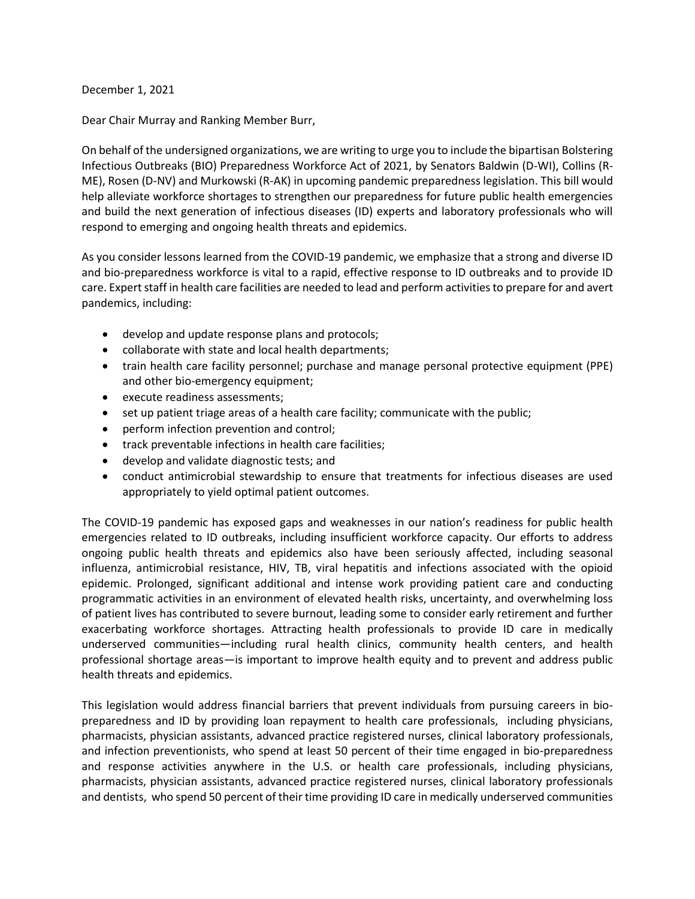December 1, 2021

Dear Chair Murray and Ranking Member Burr,

On behalf of the undersigned organizations, we are writing to urge you to include the bipartisan Bolstering Infectious Outbreaks (BIO) Preparedness Workforce Act of 2021, by Senators Baldwin (D-WI), Collins (R-ME), Rosen (D-NV) and Murkowski (R-AK) in upcoming pandemic preparedness legislation. This bill would help alleviate workforce shortages to strengthen our preparedness for future public health emergencies and build the next generation of infectious diseases (ID) experts and laboratory professionals who will respond to emerging and ongoing health threats and epidemics.

As you consider lessons learned from the COVID-19 pandemic, we emphasize that a strong and diverse ID and bio-preparedness workforce is vital to a rapid, effective response to ID outbreaks and to provide ID care. Expert staff in health care facilities are needed to lead and perform activities to prepare for and avert pandemics, including:

- develop and update response plans and protocols;
- collaborate with state and local health departments;
- train health care facility personnel; purchase and manage personal protective equipment (PPE) and other bio-emergency equipment;
- execute readiness assessments;
- set up patient triage areas of a health care facility; communicate with the public;
- perform infection prevention and control;
- track preventable infections in health care facilities;
- develop and validate diagnostic tests; and
- conduct antimicrobial stewardship to ensure that treatments for infectious diseases are used appropriately to yield optimal patient outcomes.

The COVID-19 pandemic has exposed gaps and weaknesses in our nation's readiness for public health emergencies related to ID outbreaks, including insufficient workforce capacity. Our efforts to address ongoing public health threats and epidemics also have been seriously affected, including seasonal influenza, antimicrobial resistance, HIV, TB, viral hepatitis and infections associated with the opioid epidemic. Prolonged, significant additional and intense work providing patient care and conducting programmatic activities in an environment of elevated health risks, uncertainty, and overwhelming loss of patient lives has contributed to severe burnout, leading some to consider early retirement and further exacerbating workforce shortages. Attracting health professionals to provide ID care in medically underserved communities—including rural health clinics, community health centers, and health professional shortage areas—is important to improve health equity and to prevent and address public health threats and epidemics.

This legislation would address financial barriers that prevent individuals from pursuing careers in bio-preparedness and ID by providing loan repayment to health care professionals, including physicians, pharmacists, physician assistants, advanced practice registered nurses, clinical laboratory professionals, and infection preventionists, who spend at least 50 percent of their time engaged in bio-preparedness and response activities anywhere in the U.S. or health care professionals, including physicians, pharmacists, physician assistants, advanced practice registered nurses, clinical laboratory professionals and dentists, who spend 50 percent of their time providing ID care in medically underserved communities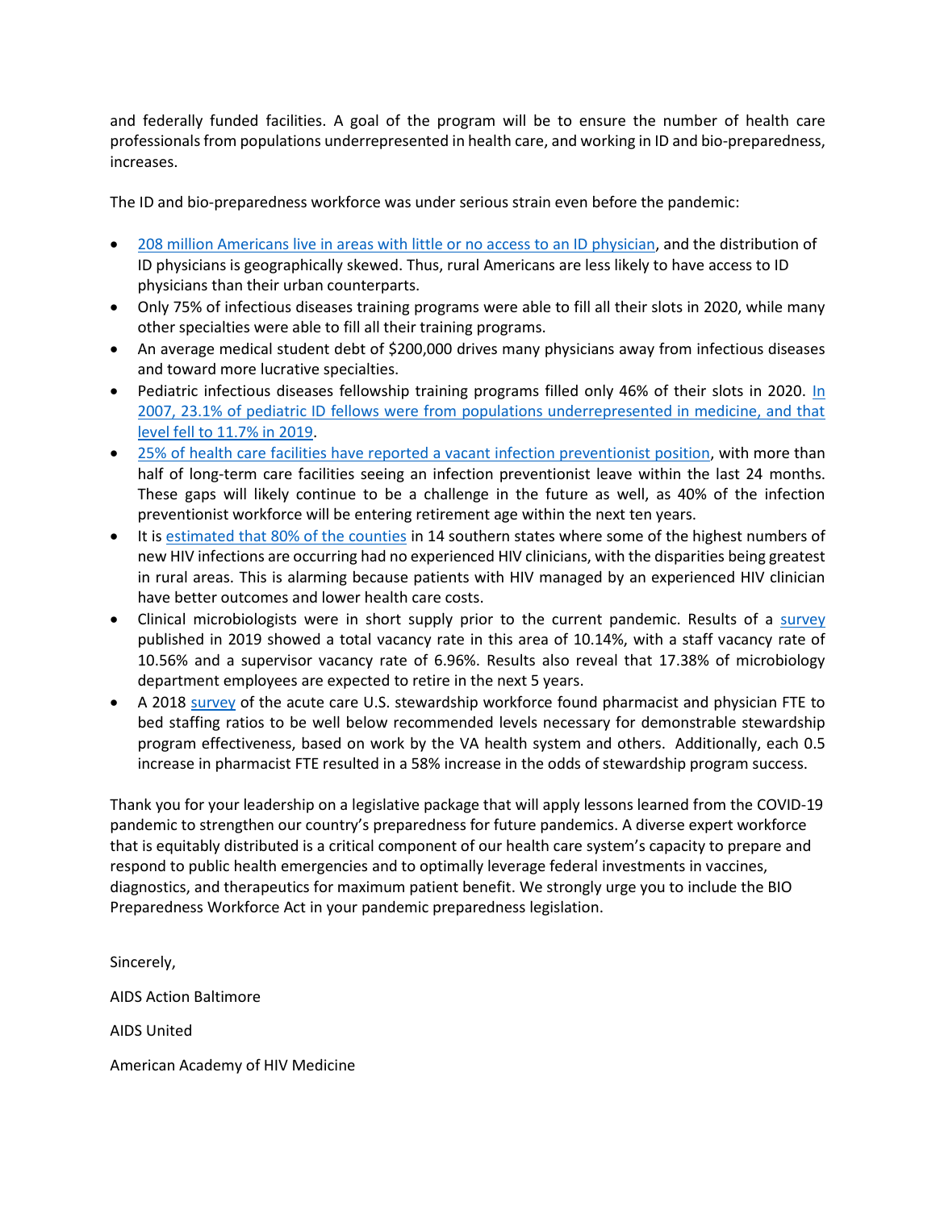and federally funded facilities. A goal of the program will be to ensure the number of health care professionals from populations underrepresented in health care, and working in ID and bio-preparedness, increases.

The ID and bio-preparedness workforce was under serious strain even before the pandemic:

- 208 million Americans live in areas with little or no access to an ID physician, and the distribution of ID physicians is geographically skewed. Thus, rural Americans are less likely to have access to ID physicians than their urban counterparts.
- Only 75% of infectious diseases training programs were able to fill all their slots in 2020, while many other specialties were able to fill all their training programs.
- An average medical student debt of $200,000 drives many physicians away from infectious diseases and toward more lucrative specialties.
- Pediatric infectious diseases fellowship training programs filled only 46% of their slots in 2020. In 2007, 23.1% of pediatric ID fellows were from populations underrepresented in medicine, and that level fell to 11.7% in 2019.
- 25% of health care facilities have reported a vacant infection preventionist position, with more than half of long-term care facilities seeing an infection preventionist leave within the last 24 months. These gaps will likely continue to be a challenge in the future as well, as 40% of the infection preventionist workforce will be entering retirement age within the next ten years.
- It is estimated that 80% of the counties in 14 southern states where some of the highest numbers of new HIV infections are occurring had no experienced HIV clinicians, with the disparities being greatest in rural areas. This is alarming because patients with HIV managed by an experienced HIV clinician have better outcomes and lower health care costs.
- Clinical microbiologists were in short supply prior to the current pandemic. Results of a survey published in 2019 showed a total vacancy rate in this area of 10.14%, with a staff vacancy rate of 10.56% and a supervisor vacancy rate of 6.96%. Results also reveal that 17.38% of microbiology department employees are expected to retire in the next 5 years.
- A 2018 survey of the acute care U.S. stewardship workforce found pharmacist and physician FTE to bed staffing ratios to be well below recommended levels necessary for demonstrable stewardship program effectiveness, based on work by the VA health system and others. Additionally, each 0.5 increase in pharmacist FTE resulted in a 58% increase in the odds of stewardship program success.

Thank you for your leadership on a legislative package that will apply lessons learned from the COVID-19 pandemic to strengthen our country's preparedness for future pandemics. A diverse expert workforce that is equitably distributed is a critical component of our health care system's capacity to prepare and respond to public health emergencies and to optimally leverage federal investments in vaccines, diagnostics, and therapeutics for maximum patient benefit. We strongly urge you to include the BIO Preparedness Workforce Act in your pandemic preparedness legislation.

Sincerely,

AIDS Action Baltimore

AIDS United

American Academy of HIV Medicine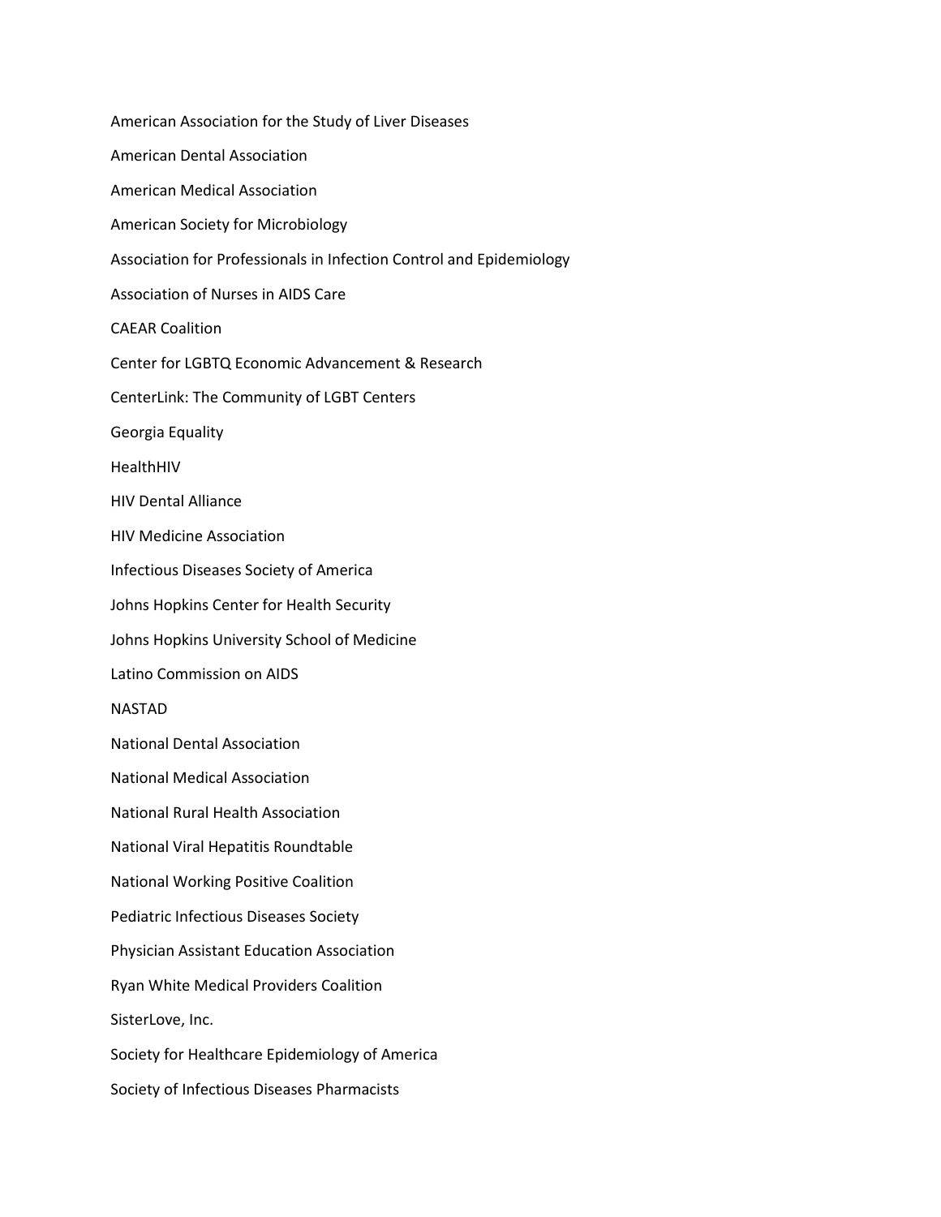American Association for the Study of Liver Diseases

American Dental Association

American Medical Association

American Society for Microbiology

Association for Professionals in Infection Control and Epidemiology

Association of Nurses in AIDS Care

CAEAR Coalition

Center for LGBTQ Economic Advancement & Research

CenterLink: The Community of LGBT Centers

Georgia Equality

HealthHIV

HIV Dental Alliance

HIV Medicine Association

Infectious Diseases Society of America

Johns Hopkins Center for Health Security

Johns Hopkins University School of Medicine

Latino Commission on AIDS

NASTAD

National Dental Association

National Medical Association

National Rural Health Association

National Viral Hepatitis Roundtable

National Working Positive Coalition

Pediatric Infectious Diseases Society

Physician Assistant Education Association

Ryan White Medical Providers Coalition

SisterLove, Inc.

Society for Healthcare Epidemiology of America

Society of Infectious Diseases Pharmacists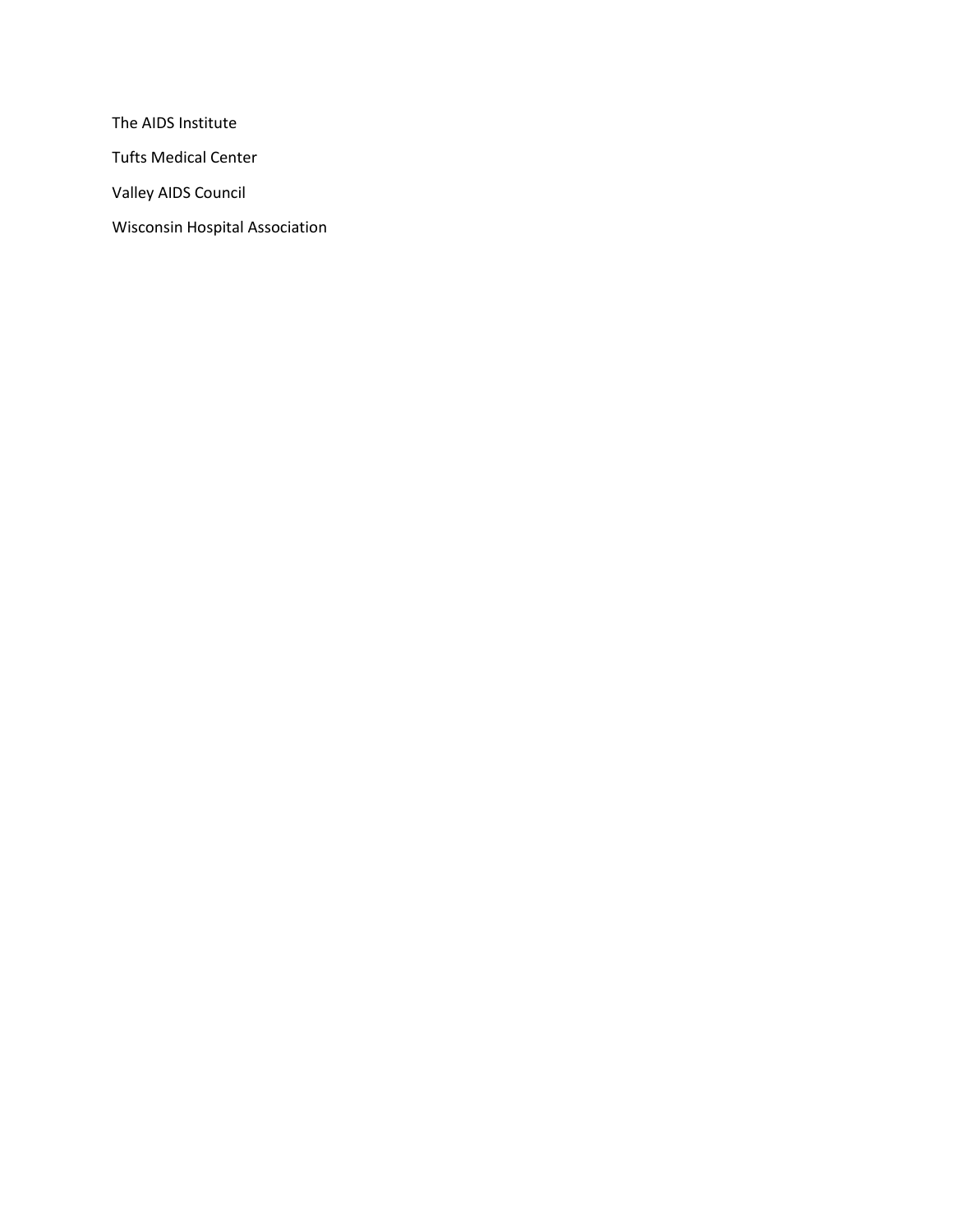The AIDS Institute

Tufts Medical Center

Valley AIDS Council

Wisconsin Hospital Association